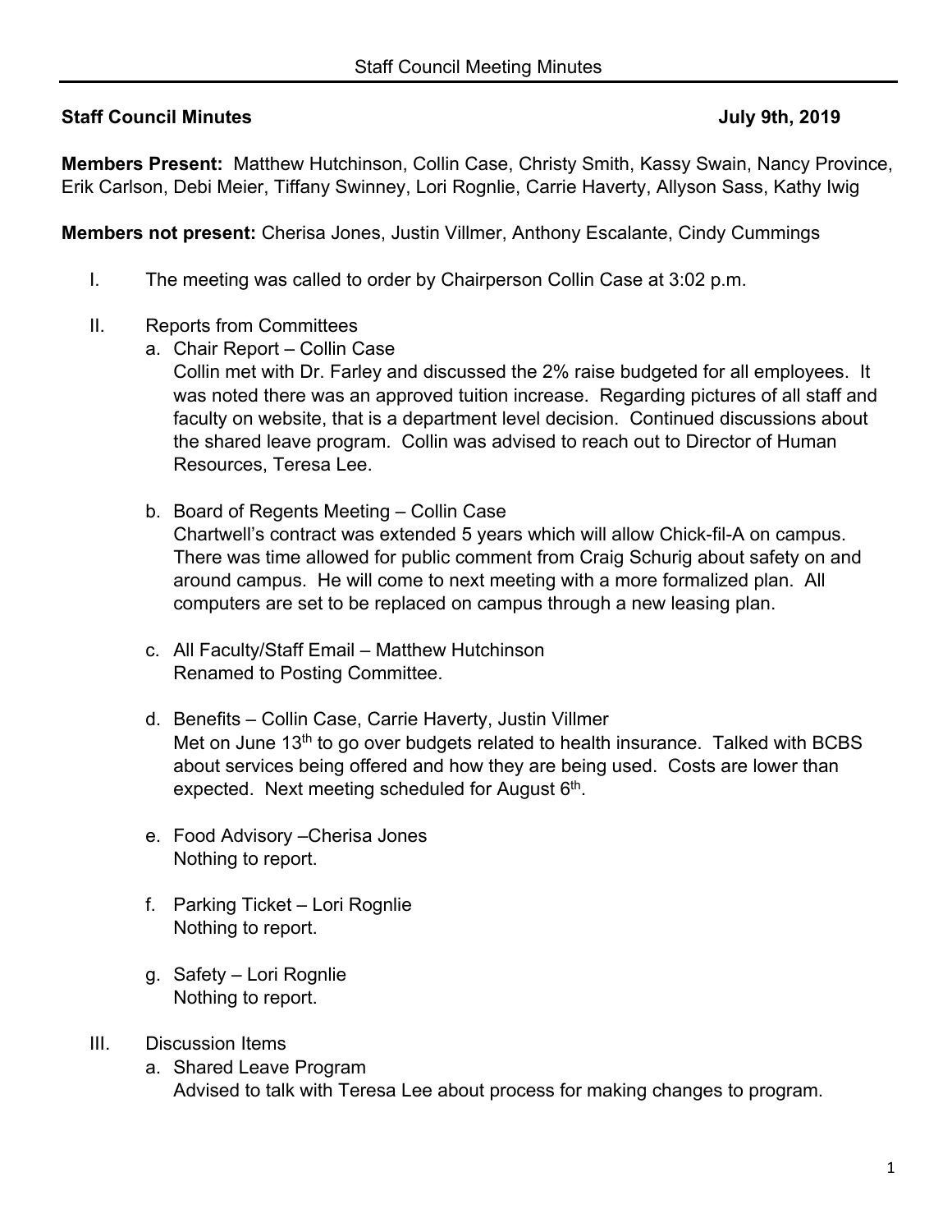**Staff Council Minutes** **July 9th, 2019**

**Members Present:** Matthew Hutchinson, Collin Case, Christy Smith, Kassy Swain, Nancy Province, Erik Carlson, Debi Meier, Tiffany Swinney, Lori Rognlie, Carrie Haverty, Allyson Sass, Kathy Iwig

**Members not present:** Cherisa Jones, Justin Villmer, Anthony Escalante, Cindy Cummings

I. The meeting was called to order by Chairperson Collin Case at 3:02 p.m.

II. Reports from Committees

   a. Chair Report – Collin Case
      Collin met with Dr. Farley and discussed the 2% raise budgeted for all employees. It was noted there was an approved tuition increase. Regarding pictures of all staff and faculty on website, that is a department level decision. Continued discussions about the shared leave program. Collin was advised to reach out to Director of Human Resources, Teresa Lee.

   b. Board of Regents Meeting – Collin Case
      Chartwell's contract was extended 5 years which will allow Chick-fil-A on campus. There was time allowed for public comment from Craig Schurig about safety on and around campus. He will come to next meeting with a more formalized plan. All computers are set to be replaced on campus through a new leasing plan.

   c. All Faculty/Staff Email – Matthew Hutchinson
      Renamed to Posting Committee.

   d. Benefits – Collin Case, Carrie Haverty, Justin Villmer
      Met on June 13th to go over budgets related to health insurance. Talked with BCBS about services being offered and how they are being used. Costs are lower than expected. Next meeting scheduled for August 6th.

   e. Food Advisory –Cherisa Jones
      Nothing to report.

   f. Parking Ticket – Lori Rognlie
      Nothing to report.

   g. Safety – Lori Rognlie
      Nothing to report.

III. Discussion Items

   a. Shared Leave Program
      Advised to talk with Teresa Lee about process for making changes to program.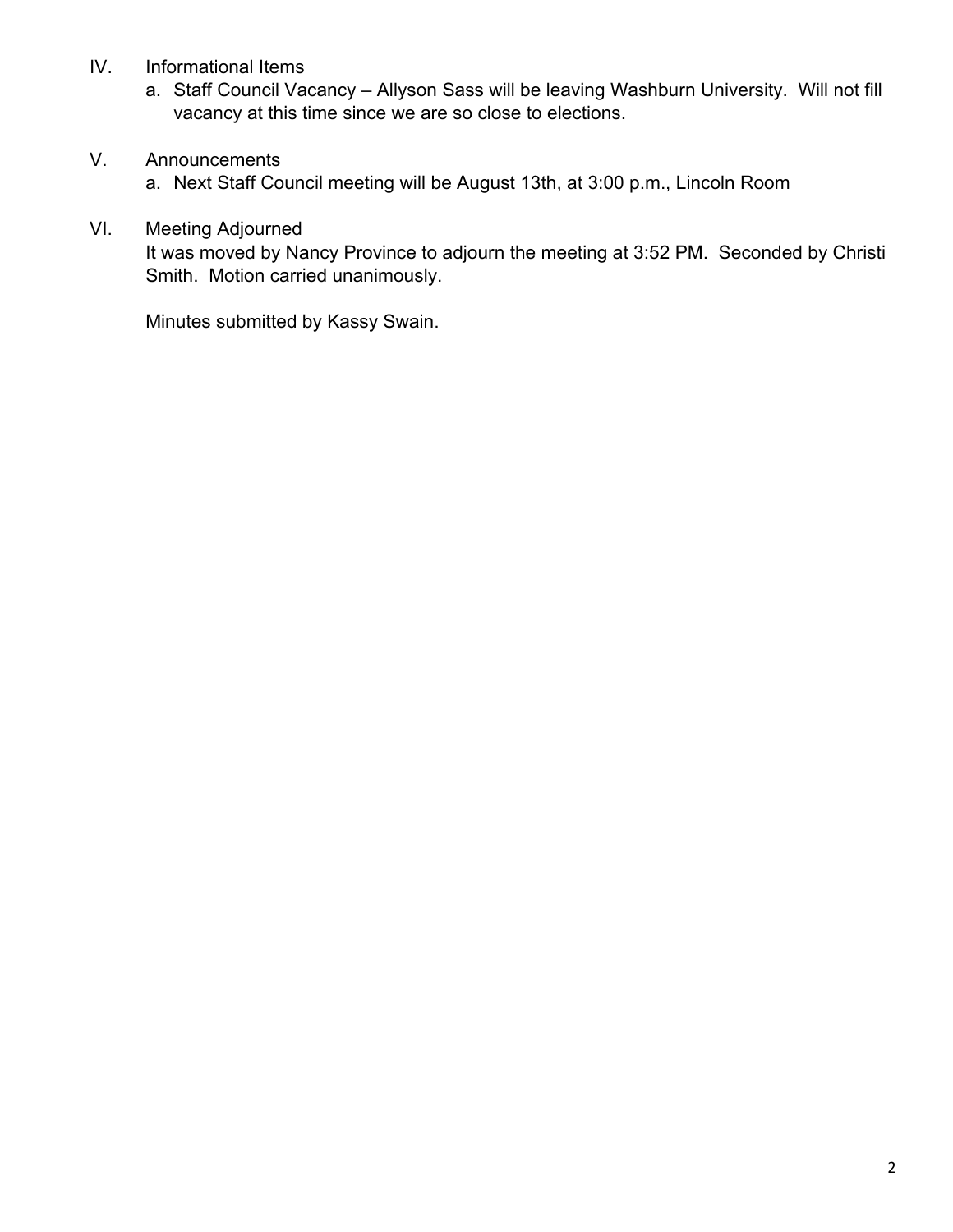IV. Informational Items
   a. Staff Council Vacancy – Allyson Sass will be leaving Washburn University. Will not fill vacancy at this time since we are so close to elections.

V. Announcements
   a. Next Staff Council meeting will be August 13th, at 3:00 p.m., Lincoln Room

VI. Meeting Adjourned

   It was moved by Nancy Province to adjourn the meeting at 3:52 PM. Seconded by Christi Smith. Motion carried unanimously.

   Minutes submitted by Kassy Swain.